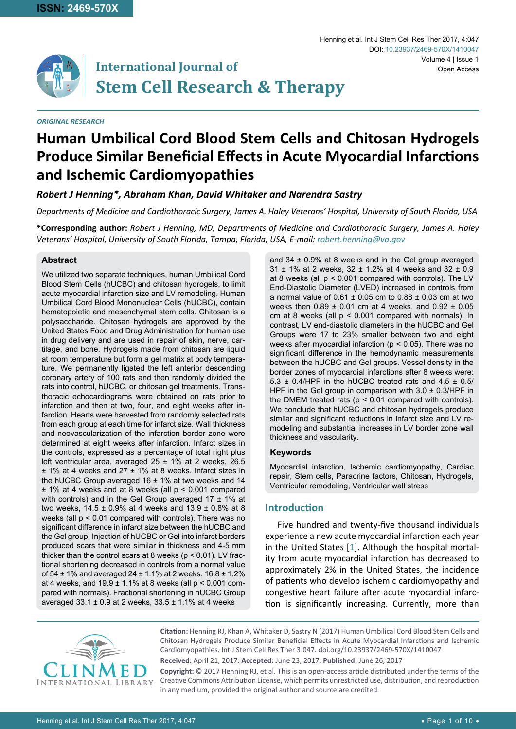ORIGINAL RESEARCH

# Human Umbilical Cord Blood Stem Cells and Chitosan Hydrogels Produce Similar Beneficial Effects in Acute Myocardial Infarctions and Ischemic Cardiomyopathies

*Robert J Henning\*, Abraham Khan, David Whitaker and Narendra Sastry*

*Departments of Medicine and Cardiothoracic Surgery, James A. Haley Veterans' Hospital, University of South Florida, USA*

**\*Corresponding author:** *Robert J Henning, MD, Departments of Medicine and Cardiothoracic Surgery, James A. Haley Veterans' Hospital, University of South Florida, Tampa, Florida, USA, E-mail: robert.henning@va.gov*

### Abstract

We utilized two separate techniques, human Umbilical Cord Blood Stem Cells (hUCBC) and chitosan hydrogels, to limit acute myocardial infarction size and LV remodeling. Human Umbilical Cord Blood Mononuclear Cells (hUCBC), contain hematopoietic and mesenchymal stem cells. Chitosan is a polysaccharide. Chitosan hydrogels are approved by the United States Food and Drug Administration for human use in drug delivery and are used in repair of skin, nerve, cartilage, and bone. Hydrogels made from chitosan are liquid at room temperature but form a gel matrix at body temperature. We permanently ligated the left anterior descending coronary artery of 100 rats and then randomly divided the rats into control, hUCBC, or chitosan gel treatments. Transthoracic echocardiograms were obtained on rats prior to infarction and then at two, four, and eight weeks after infarction. Hearts were harvested from randomly selected rats from each group at each time for infarct size. Wall thickness and neovascularization of the infarction border zone were determined at eight weeks after infarction. Infarct sizes in the controls, expressed as a percentage of total right plus left ventricular area, averaged 25 ± 1% at 2 weeks, 26.5 ± 1% at 4 weeks and 27 ± 1% at 8 weeks. Infarct sizes in the hUCBC Group averaged 16 ± 1% at two weeks and 14 ± 1% at 4 weeks and at 8 weeks (all $p < 0.001$ compared with controls) and in the Gel Group averaged 17 ± 1% at two weeks, 14.5 ± 0.9% at 4 weeks and 13.9 ± 0.8% at 8 weeks (all $p < 0.01$ compared with controls). There was no significant difference in infarct size between the hUCBC and the Gel group. Injection of hUCBC or Gel into infarct borders produced scars that were similar in thickness and 4-5 mm thicker than the control scars at 8 weeks ($p < 0.01$). LV fractional shortening decreased in controls from a normal value of 54 ± 1% and averaged 24 ± 1.1% at 2 weeks. 16.8 ± 1.2% at 4 weeks, and 19.9 ± 1.1% at 8 weeks (all $p < 0.001$ compared with normals). Fractional shortening in hUCBC Group averaged 33.1 ± 0.9 at 2 weeks, 33.5 ± 1.1% at 4 weeks and 34 ± 0.9% at 8 weeks and in the Gel group averaged 31 ± 1% at 2 weeks, 32 ± 1.2% at 4 weeks and 32 ± 0.9 at 8 weeks (all $p < 0.001$ compared with controls). The LV End-Diastolic Diameter (LVED) increased in controls from a normal value of 0.61 ± 0.05 cm to 0.88 ± 0.03 cm at two weeks then 0.89 ± 0.01 cm at 4 weeks, and 0.92 ± 0.05 cm at 8 weeks (all $p < 0.001$ compared with normals). In contrast, LV end-diastolic diameters in the hUCBC and Gel Groups were 17 to 23% smaller between two and eight weeks after myocardial infarction ($p < 0.05$). There was no significant difference in the hemodynamic measurements between the hUCBC and Gel groups. Vessel density in the border zones of myocardial infarctions after 8 weeks were: 5.3 ± 0.4/HPF in the hUCBC treated rats and 4.5 ± 0.5/HPF in the Gel group in comparison with 3.0 ± 0.3/HPF in the DMEM treated rats ($p < 0.01$ compared with controls). We conclude that hUCBC and chitosan hydrogels produce similar and significant reductions in infarct size and LV remodeling and substantial increases in LV border zone wall thickness and vascularity.

### Keywords

Myocardial infarction, Ischemic cardiomyopathy, Cardiac repair, Stem cells, Paracrine factors, Chitosan, Hydrogels, Ventricular remodeling, Ventricular wall stress

## Introduction

Five hundred and twenty-five thousand individuals experience a new acute myocardial infarction each year in the United States [1]. Although the hospital mortality from acute myocardial infarction has decreased to approximately 2% in the United States, the incidence of patients who develop ischemic cardiomyopathy and congestive heart failure after acute myocardial infarction is significantly increasing. Currently, more than

**Citation:** Henning RJ, Khan A, Whitaker D, Sastry N (2017) Human Umbilical Cord Blood Stem Cells and Chitosan Hydrogels Produce Similar Beneficial Effects in Acute Myocardial Infarctions and Ischemic Cardiomyopathies. Int J Stem Cell Res Ther 3:047. doi.org/10.23937/2469-570X/1410047

**Received:** April 21, 2017: **Accepted:** June 23, 2017: **Published:** June 26, 2017

**Copyright:** © 2017 Henning RJ, et al. This is an open-access article distributed under the terms of the Creative Commons Attribution License, which permits unrestricted use, distribution, and reproduction in any medium, provided the original author and source are credited.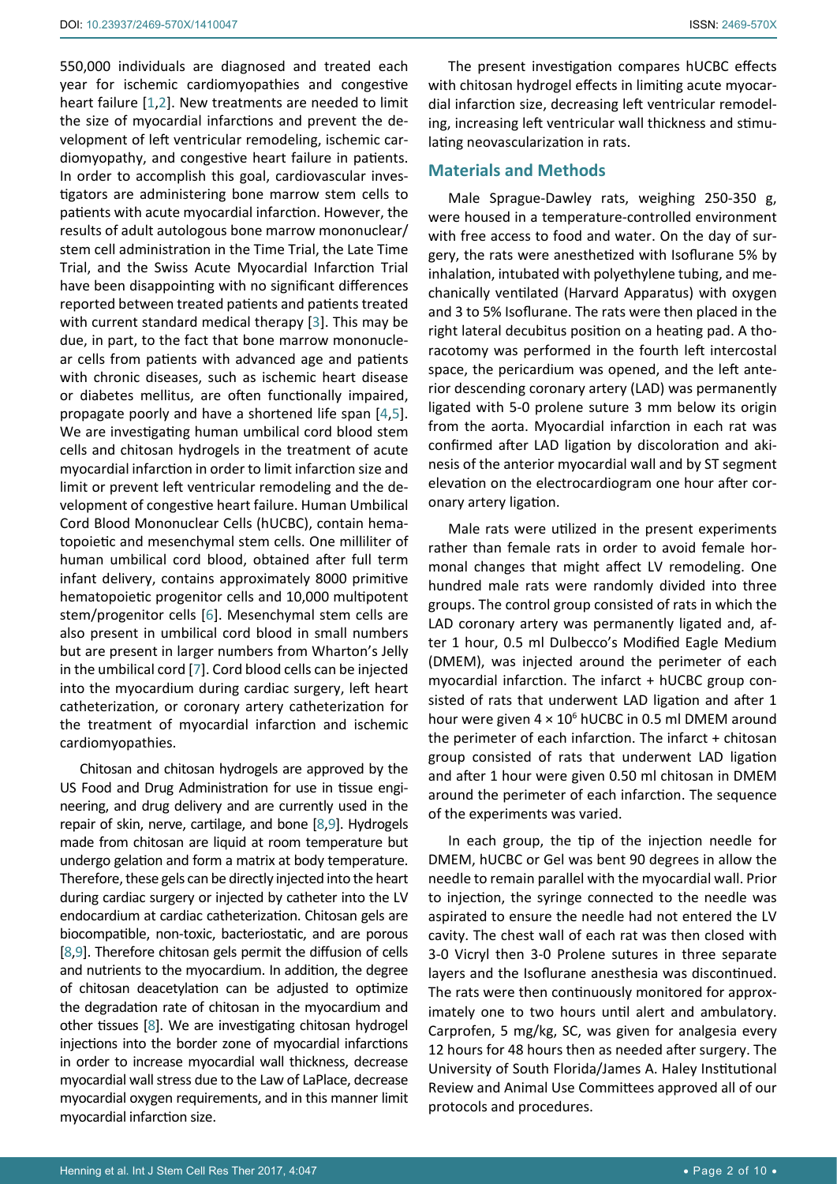550,000 individuals are diagnosed and treated each year for ischemic cardiomyopathies and congestive heart failure [1,2]. New treatments are needed to limit the size of myocardial infarctions and prevent the development of left ventricular remodeling, ischemic cardiomyopathy, and congestive heart failure in patients. In order to accomplish this goal, cardiovascular investigators are administering bone marrow stem cells to patients with acute myocardial infarction. However, the results of adult autologous bone marrow mononuclear/stem cell administration in the Time Trial, the Late Time Trial, and the Swiss Acute Myocardial Infarction Trial have been disappointing with no significant differences reported between treated patients and patients treated with current standard medical therapy [3]. This may be due, in part, to the fact that bone marrow mononuclear cells from patients with advanced age and patients with chronic diseases, such as ischemic heart disease or diabetes mellitus, are often functionally impaired, propagate poorly and have a shortened life span [4,5]. We are investigating human umbilical cord blood stem cells and chitosan hydrogels in the treatment of acute myocardial infarction in order to limit infarction size and limit or prevent left ventricular remodeling and the development of congestive heart failure. Human Umbilical Cord Blood Mononuclear Cells (hUCBC), contain hematopoietic and mesenchymal stem cells. One milliliter of human umbilical cord blood, obtained after full term infant delivery, contains approximately 8000 primitive hematopoietic progenitor cells and 10,000 multipotent stem/progenitor cells [6]. Mesenchymal stem cells are also present in umbilical cord blood in small numbers but are present in larger numbers from Wharton's Jelly in the umbilical cord [7]. Cord blood cells can be injected into the myocardium during cardiac surgery, left heart catheterization, or coronary artery catheterization for the treatment of myocardial infarction and ischemic cardiomyopathies.

Chitosan and chitosan hydrogels are approved by the US Food and Drug Administration for use in tissue engineering, and drug delivery and are currently used in the repair of skin, nerve, cartilage, and bone [8,9]. Hydrogels made from chitosan are liquid at room temperature but undergo gelation and form a matrix at body temperature. Therefore, these gels can be directly injected into the heart during cardiac surgery or injected by catheter into the LV endocardium at cardiac catheterization. Chitosan gels are biocompatible, non-toxic, bacteriostatic, and are porous [8,9]. Therefore chitosan gels permit the diffusion of cells and nutrients to the myocardium. In addition, the degree of chitosan deacetylation can be adjusted to optimize the degradation rate of chitosan in the myocardium and other tissues [8]. We are investigating chitosan hydrogel injections into the border zone of myocardial infarctions in order to increase myocardial wall thickness, decrease myocardial wall stress due to the Law of LaPlace, decrease myocardial oxygen requirements, and in this manner limit myocardial infarction size.

The present investigation compares hUCBC effects with chitosan hydrogel effects in limiting acute myocardial infarction size, decreasing left ventricular remodeling, increasing left ventricular wall thickness and stimulating neovascularization in rats.

## Materials and Methods

Male Sprague-Dawley rats, weighing 250-350 g, were housed in a temperature-controlled environment with free access to food and water. On the day of surgery, the rats were anesthetized with Isoflurane 5% by inhalation, intubated with polyethylene tubing, and mechanically ventilated (Harvard Apparatus) with oxygen and 3 to 5% Isoflurane. The rats were then placed in the right lateral decubitus position on a heating pad. A thoracotomy was performed in the fourth left intercostal space, the pericardium was opened, and the left anterior descending coronary artery (LAD) was permanently ligated with 5-0 prolene suture 3 mm below its origin from the aorta. Myocardial infarction in each rat was confirmed after LAD ligation by discoloration and akinesis of the anterior myocardial wall and by ST segment elevation on the electrocardiogram one hour after coronary artery ligation.

Male rats were utilized in the present experiments rather than female rats in order to avoid female hormonal changes that might affect LV remodeling. One hundred male rats were randomly divided into three groups. The control group consisted of rats in which the LAD coronary artery was permanently ligated and, after 1 hour, 0.5 ml Dulbecco's Modified Eagle Medium (DMEM), was injected around the perimeter of each myocardial infarction. The infarct + hUCBC group consisted of rats that underwent LAD ligation and after 1 hour were given $4 \times 10^6$ hUCBC in 0.5 ml DMEM around the perimeter of each infarction. The infarct + chitosan group consisted of rats that underwent LAD ligation and after 1 hour were given 0.50 ml chitosan in DMEM around the perimeter of each infarction. The sequence of the experiments was varied.

In each group, the tip of the injection needle for DMEM, hUCBC or Gel was bent 90 degrees in allow the needle to remain parallel with the myocardial wall. Prior to injection, the syringe connected to the needle was aspirated to ensure the needle had not entered the LV cavity. The chest wall of each rat was then closed with 3-0 Vicryl then 3-0 Prolene sutures in three separate layers and the Isoflurane anesthesia was discontinued. The rats were then continuously monitored for approximately one to two hours until alert and ambulatory. Carprofen, 5 mg/kg, SC, was given for analgesia every 12 hours for 48 hours then as needed after surgery. The University of South Florida/James A. Haley Institutional Review and Animal Use Committees approved all of our protocols and procedures.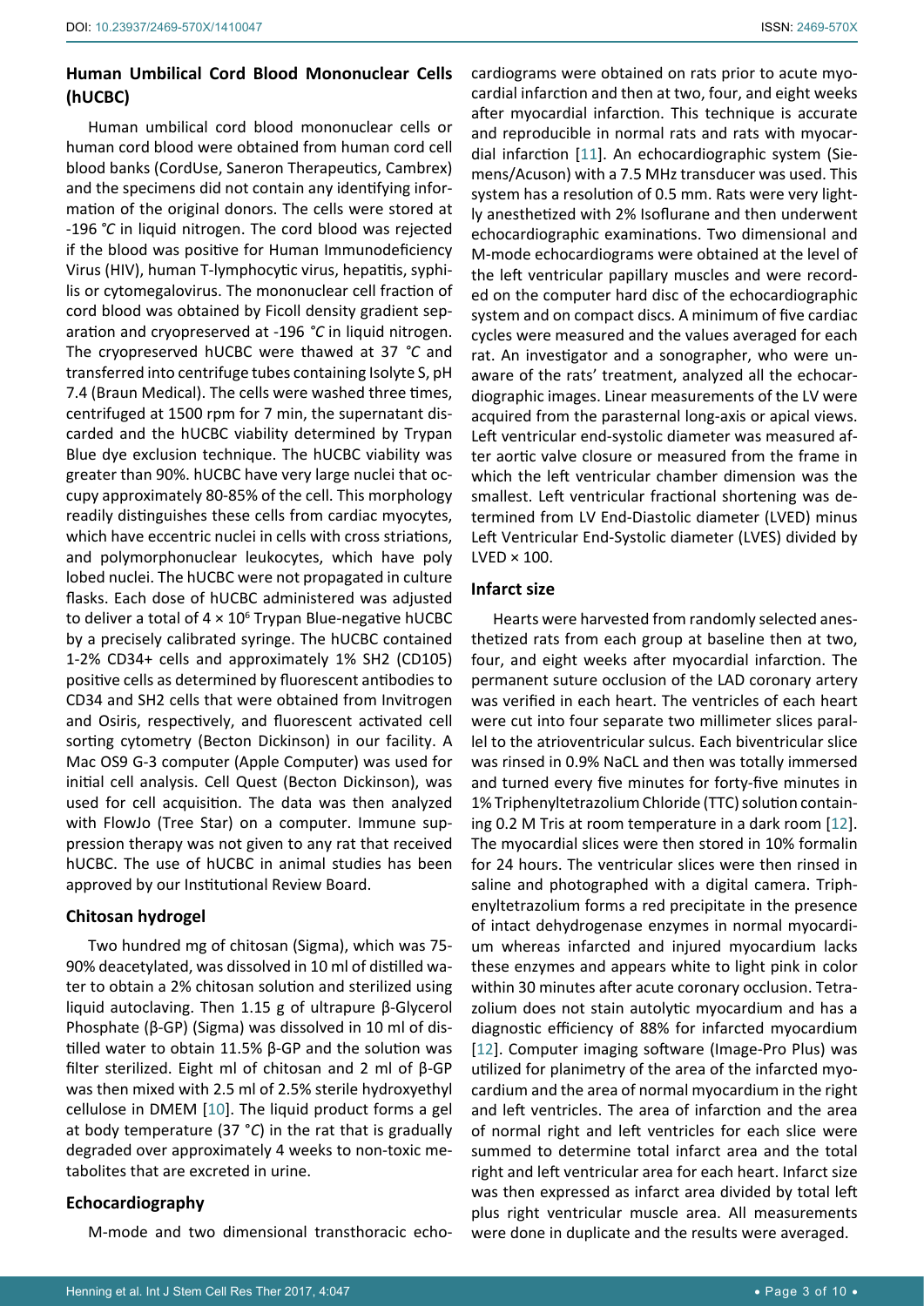## Human Umbilical Cord Blood Mononuclear Cells (hUCBC)

Human umbilical cord blood mononuclear cells or human cord blood were obtained from human cord cell blood banks (CordUse, Saneron Therapeutics, Cambrex) and the specimens did not contain any identifying information of the original donors. The cells were stored at -196 °*C* in liquid nitrogen. The cord blood was rejected if the blood was positive for Human Immunodeficiency Virus (HIV), human T-lymphocytic virus, hepatitis, syphilis or cytomegalovirus. The mononuclear cell fraction of cord blood was obtained by Ficoll density gradient separation and cryopreserved at -196 °*C* in liquid nitrogen. The cryopreserved hUCBC were thawed at 37 °*C* and transferred into centrifuge tubes containing Isolyte S, pH 7.4 (Braun Medical). The cells were washed three times, centrifuged at 1500 rpm for 7 min, the supernatant discarded and the hUCBC viability determined by Trypan Blue dye exclusion technique. The hUCBC viability was greater than 90%. hUCBC have very large nuclei that occupy approximately 80-85% of the cell. This morphology readily distinguishes these cells from cardiac myocytes, which have eccentric nuclei in cells with cross striations, and polymorphonuclear leukocytes, which have poly lobed nuclei. The hUCBC were not propagated in culture flasks. Each dose of hUCBC administered was adjusted to deliver a total of $4 \times 10^6$ Trypan Blue-negative hUCBC by a precisely calibrated syringe. The hUCBC contained 1-2% CD34+ cells and approximately 1% SH2 (CD105) positive cells as determined by fluorescent antibodies to CD34 and SH2 cells that were obtained from Invitrogen and Osiris, respectively, and fluorescent activated cell sorting cytometry (Becton Dickinson) in our facility. A Mac OS9 G-3 computer (Apple Computer) was used for initial cell analysis. Cell Quest (Becton Dickinson), was used for cell acquisition. The data was then analyzed with FlowJo (Tree Star) on a computer. Immune suppression therapy was not given to any rat that received hUCBC. The use of hUCBC in animal studies has been approved by our Institutional Review Board.

## Chitosan hydrogel

Two hundred mg of chitosan (Sigma), which was 75-90% deacetylated, was dissolved in 10 ml of distilled water to obtain a 2% chitosan solution and sterilized using liquid autoclaving. Then 1.15 g of ultrapure β-Glycerol Phosphate (β-GP) (Sigma) was dissolved in 10 ml of distilled water to obtain 11.5% β-GP and the solution was filter sterilized. Eight ml of chitosan and 2 ml of β-GP was then mixed with 2.5 ml of 2.5% sterile hydroxyethyl cellulose in DMEM [10]. The liquid product forms a gel at body temperature (37 °*C*) in the rat that is gradually degraded over approximately 4 weeks to non-toxic metabolites that are excreted in urine.

## Echocardiography

M-mode and two dimensional transthoracic echocardiograms were obtained on rats prior to acute myocardial infarction and then at two, four, and eight weeks after myocardial infarction. This technique is accurate and reproducible in normal rats and rats with myocardial infarction [11]. An echocardiographic system (Siemens/Acuson) with a 7.5 MHz transducer was used. This system has a resolution of 0.5 mm. Rats were very lightly anesthetized with 2% Isoflurane and then underwent echocardiographic examinations. Two dimensional and M-mode echocardiograms were obtained at the level of the left ventricular papillary muscles and were recorded on the computer hard disc of the echocardiographic system and on compact discs. A minimum of five cardiac cycles were measured and the values averaged for each rat. An investigator and a sonographer, who were unaware of the rats' treatment, analyzed all the echocardiographic images. Linear measurements of the LV were acquired from the parasternal long-axis or apical views. Left ventricular end-systolic diameter was measured after aortic valve closure or measured from the frame in which the left ventricular chamber dimension was the smallest. Left ventricular fractional shortening was determined from LV End-Diastolic diameter (LVED) minus Left Ventricular End-Systolic diameter (LVES) divided by LVED × 100.

## Infarct size

Hearts were harvested from randomly selected anesthetized rats from each group at baseline then at two, four, and eight weeks after myocardial infarction. The permanent suture occlusion of the LAD coronary artery was verified in each heart. The ventricles of each heart were cut into four separate two millimeter slices parallel to the atrioventricular sulcus. Each biventricular slice was rinsed in 0.9% NaCL and then was totally immersed and turned every five minutes for forty-five minutes in 1% Triphenyltetrazolium Chloride (TTC) solution containing 0.2 M Tris at room temperature in a dark room [12]. The myocardial slices were then stored in 10% formalin for 24 hours. The ventricular slices were then rinsed in saline and photographed with a digital camera. Triphenyltetrazolium forms a red precipitate in the presence of intact dehydrogenase enzymes in normal myocardium whereas infarcted and injured myocardium lacks these enzymes and appears white to light pink in color within 30 minutes after acute coronary occlusion. Tetrazolium does not stain autolytic myocardium and has a diagnostic efficiency of 88% for infarcted myocardium [12]. Computer imaging software (Image-Pro Plus) was utilized for planimetry of the area of the infarcted myocardium and the area of normal myocardium in the right and left ventricles. The area of infarction and the area of normal right and left ventricles for each slice were summed to determine total infarct area and the total right and left ventricular area for each heart. Infarct size was then expressed as infarct area divided by total left plus right ventricular muscle area. All measurements were done in duplicate and the results were averaged.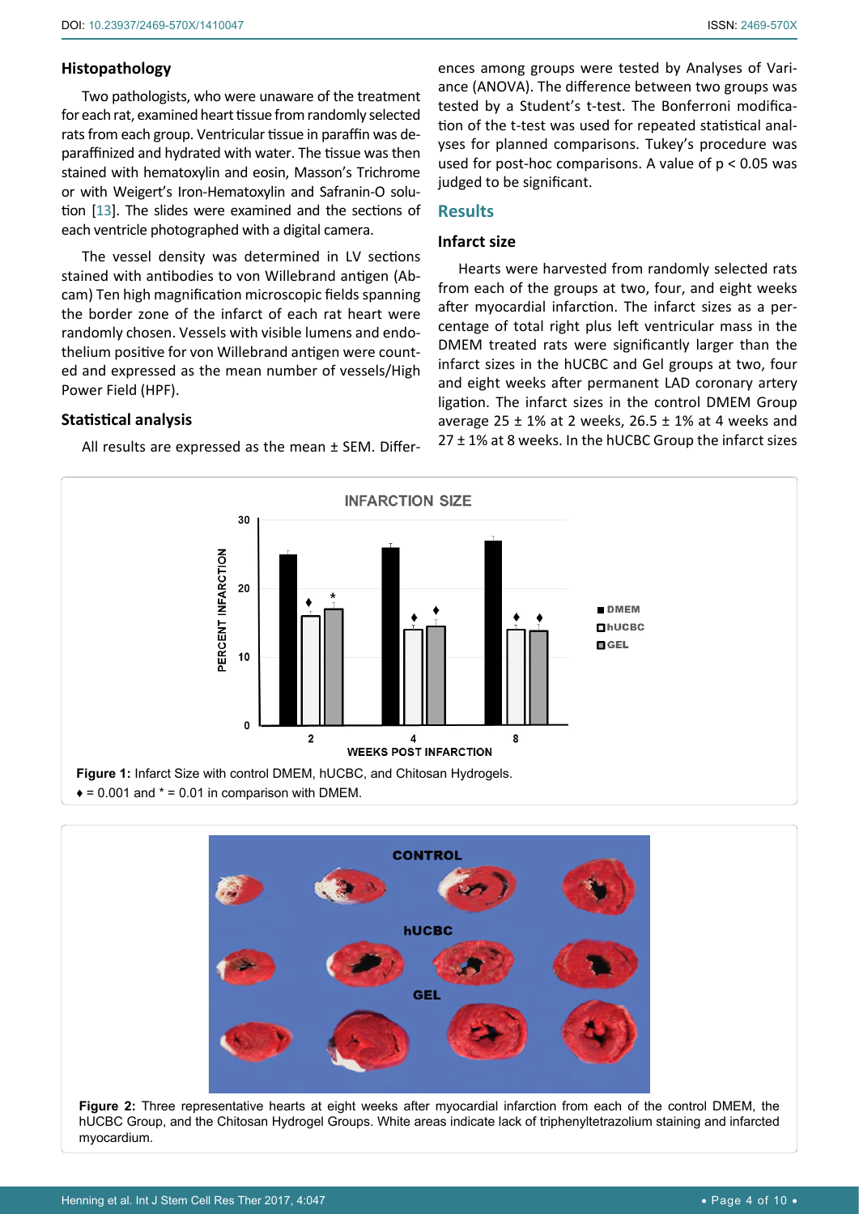### Histopathology

Two pathologists, who were unaware of the treatment for each rat, examined heart tissue from randomly selected rats from each group. Ventricular tissue in paraffin was deparaffinized and hydrated with water. The tissue was then stained with hematoxylin and eosin, Masson's Trichrome or with Weigert's Iron-Hematoxylin and Safranin-O solution [13]. The slides were examined and the sections of each ventricle photographed with a digital camera.

The vessel density was determined in LV sections stained with antibodies to von Willebrand antigen (Abcam) Ten high magnification microscopic fields spanning the border zone of the infarct of each rat heart were randomly chosen. Vessels with visible lumens and endothelium positive for von Willebrand antigen were counted and expressed as the mean number of vessels/High Power Field (HPF).

### Statistical analysis

All results are expressed as the mean ± SEM. Differences among groups were tested by Analyses of Variance (ANOVA). The difference between two groups was tested by a Student's t-test. The Bonferroni modification of the t-test was used for repeated statistical analyses for planned comparisons. Tukey's procedure was used for post-hoc comparisons. A value of $p < 0.05$ was judged to be significant.

## Results

### Infarct size

Hearts were harvested from randomly selected rats from each of the groups at two, four, and eight weeks after myocardial infarction. The infarct sizes as a percentage of total right plus left ventricular mass in the DMEM treated rats were significantly larger than the infarct sizes in the hUCBC and Gel groups at two, four and eight weeks after permanent LAD coronary artery ligation. The infarct sizes in the control DMEM Group average 25 ± 1% at 2 weeks, 26.5 ± 1% at 4 weeks and 27 ± 1% at 8 weeks. In the hUCBC Group the infarct sizes

**Figure 1:** Infarct Size with control DMEM, hUCBC, and Chitosan Hydrogels.
♦ = 0.001 and * = 0.01 in comparison with DMEM.

**Figure 2:** Three representative hearts at eight weeks after myocardial infarction from each of the control DMEM, the hUCBC Group, and the Chitosan Hydrogel Groups. White areas indicate lack of triphenyltetrazolium staining and infarcted myocardium.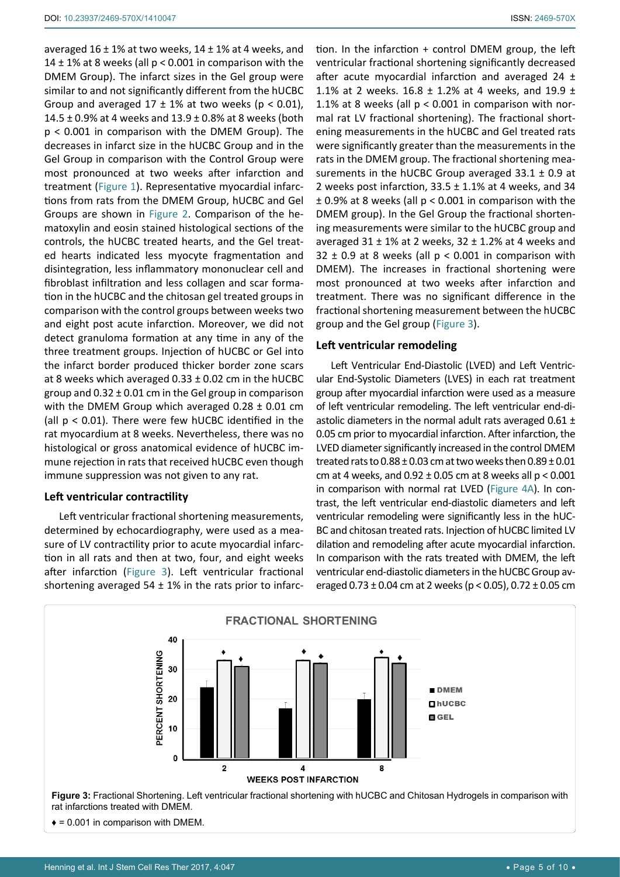averaged 16 ± 1% at two weeks, 14 ± 1% at 4 weeks, and 14 ± 1% at 8 weeks (all $p < 0.001$ in comparison with the DMEM Group). The infarct sizes in the Gel group were similar to and not significantly different from the hUCBC Group and averaged 17 ± 1% at two weeks ($p < 0.01$), 14.5 ± 0.9% at 4 weeks and 13.9 ± 0.8% at 8 weeks (both $p < 0.001$ in comparison with the DMEM Group). The decreases in infarct size in the hUCBC Group and in the Gel Group in comparison with the Control Group were most pronounced at two weeks after infarction and treatment (Figure 1). Representative myocardial infarctions from rats from the DMEM Group, hUCBC and Gel Groups are shown in Figure 2. Comparison of the hematoxylin and eosin stained histological sections of the controls, the hUCBC treated hearts, and the Gel treated hearts indicated less myocyte fragmentation and disintegration, less inflammatory mononuclear cell and fibroblast infiltration and less collagen and scar formation in the hUCBC and the chitosan gel treated groups in comparison with the control groups between weeks two and eight post acute infarction. Moreover, we did not detect granuloma formation at any time in any of the three treatment groups. Injection of hUCBC or Gel into the infarct border produced thicker border zone scars at 8 weeks which averaged 0.33 ± 0.02 cm in the hUCBC group and 0.32 ± 0.01 cm in the Gel group in comparison with the DMEM Group which averaged 0.28 ± 0.01 cm (all $p < 0.01$). There were few hUCBC identified in the rat myocardium at 8 weeks. Nevertheless, there was no histological or gross anatomical evidence of hUCBC immune rejection in rats that received hUCBC even though immune suppression was not given to any rat.

### Left ventricular contractility

Left ventricular fractional shortening measurements, determined by echocardiography, were used as a measure of LV contractility prior to acute myocardial infarction in all rats and then at two, four, and eight weeks after infarction (Figure 3). Left ventricular fractional shortening averaged 54 ± 1% in the rats prior to infarction. In the infarction + control DMEM group, the left ventricular fractional shortening significantly decreased after acute myocardial infarction and averaged 24 ± 1.1% at 2 weeks. 16.8 ± 1.2% at 4 weeks, and 19.9 ± 1.1% at 8 weeks (all $p < 0.001$ in comparison with normal rat LV fractional shortening). The fractional shortening measurements in the hUCBC and Gel treated rats were significantly greater than the measurements in the rats in the DMEM group. The fractional shortening measurements in the hUCBC Group averaged 33.1 ± 0.9 at 2 weeks post infarction, 33.5 ± 1.1% at 4 weeks, and 34 ± 0.9% at 8 weeks (all $p < 0.001$ in comparison with the DMEM group). In the Gel Group the fractional shortening measurements were similar to the hUCBC group and averaged 31 ± 1% at 2 weeks, 32 ± 1.2% at 4 weeks and 32 ± 0.9 at 8 weeks (all $p < 0.001$ in comparison with DMEM). The increases in fractional shortening were most pronounced at two weeks after infarction and treatment. There was no significant difference in the fractional shortening measurement between the hUCBC group and the Gel group (Figure 3).

### Left ventricular remodeling

Left Ventricular End-Diastolic (LVED) and Left Ventricular End-Systolic Diameters (LVES) in each rat treatment group after myocardial infarction were used as a measure of left ventricular remodeling. The left ventricular end-diastolic diameters in the normal adult rats averaged 0.61 ± 0.05 cm prior to myocardial infarction. After infarction, the LVED diameter significantly increased in the control DMEM treated rats to 0.88 ± 0.03 cm at two weeks then 0.89 ± 0.01 cm at 4 weeks, and 0.92 ± 0.05 cm at 8 weeks all $p < 0.001$ in comparison with normal rat LVED (Figure 4A). In contrast, the left ventricular end-diastolic diameters and left ventricular remodeling were significantly less in the hUCBC and chitosan treated rats. Injection of hUCBC limited LV dilation and remodeling after acute myocardial infarction. In comparison with the rats treated with DMEM, the left ventricular end-diastolic diameters in the hUCBC Group averaged 0.73 ± 0.04 cm at 2 weeks ($p < 0.05$), 0.72 ± 0.05 cm

**Figure 3:** Fractional Shortening. Left ventricular fractional shortening with hUCBC and Chitosan Hydrogels in comparison with rat infarctions treated with DMEM.

♦ = 0.001 in comparison with DMEM.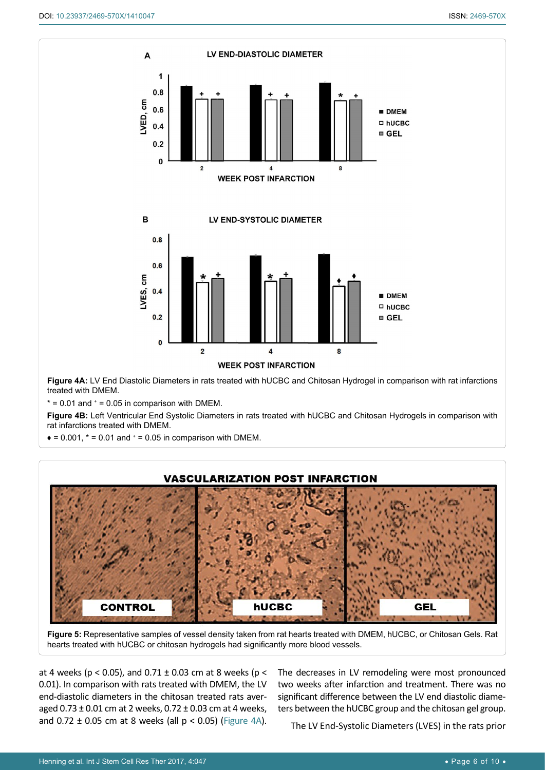**Figure 4A:** LV End Diastolic Diameters in rats treated with hUCBC and Chitosan Hydrogel in comparison with rat infarctions treated with DMEM.

\* = 0.01 and ⁺ = 0.05 in comparison with DMEM.

**Figure 4B:** Left Ventricular End Systolic Diameters in rats treated with hUCBC and Chitosan Hydrogels in comparison with rat infarctions treated with DMEM.

♦ = 0.001, \* = 0.01 and ⁺ = 0.05 in comparison with DMEM.

**Figure 5:** Representative samples of vessel density taken from rat hearts treated with DMEM, hUCBC, or Chitosan Gels. Rat hearts treated with hUCBC or chitosan hydrogels had significantly more blood vessels.

at 4 weeks ($p < 0.05$), and 0.71 ± 0.03 cm at 8 weeks ($p < 0.01$). In comparison with rats treated with DMEM, the LV end-diastolic diameters in the chitosan treated rats averaged 0.73 ± 0.01 cm at 2 weeks, 0.72 ± 0.03 cm at 4 weeks, and 0.72 ± 0.05 cm at 8 weeks (all $p < 0.05$) (Figure 4A).

The decreases in LV remodeling were most pronounced two weeks after infarction and treatment. There was no significant difference between the LV end diastolic diameters between the hUCBC group and the chitosan gel group.

The LV End-Systolic Diameters (LVES) in the rats prior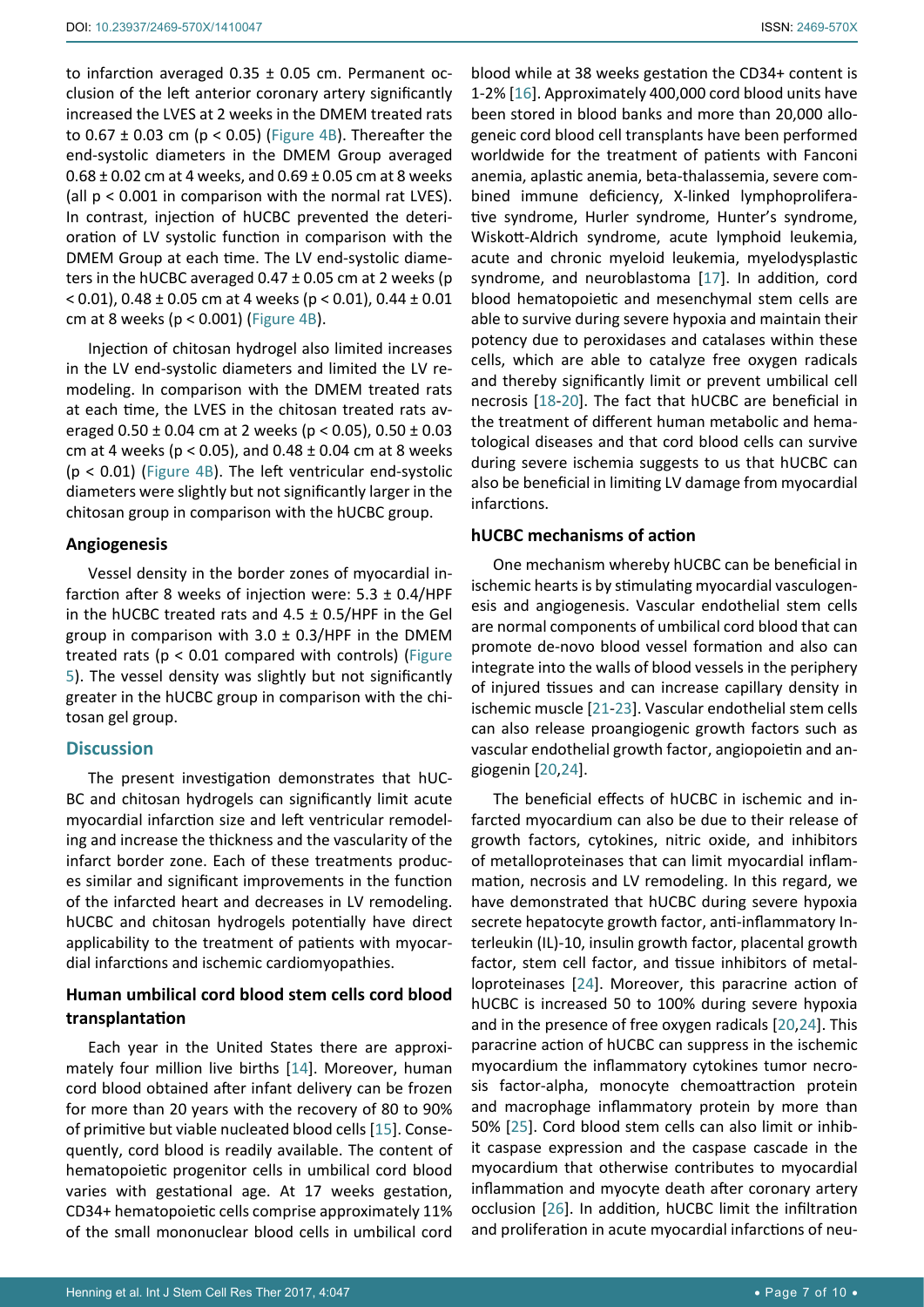to infarction averaged 0.35 ± 0.05 cm. Permanent occlusion of the left anterior coronary artery significantly increased the LVES at 2 weeks in the DMEM treated rats to 0.67 ± 0.03 cm ($p < 0.05$) (Figure 4B). Thereafter the end-systolic diameters in the DMEM Group averaged 0.68 ± 0.02 cm at 4 weeks, and 0.69 ± 0.05 cm at 8 weeks (all $p < 0.001$ in comparison with the normal rat LVES). In contrast, injection of hUCBC prevented the deterioration of LV systolic function in comparison with the DMEM Group at each time. The LV end-systolic diameters in the hUCBC averaged 0.47 ± 0.05 cm at 2 weeks ($p < 0.01$), 0.48 ± 0.05 cm at 4 weeks ($p < 0.01$), 0.44 ± 0.01 cm at 8 weeks ($p < 0.001$) (Figure 4B).

Injection of chitosan hydrogel also limited increases in the LV end-systolic diameters and limited the LV remodeling. In comparison with the DMEM treated rats at each time, the LVES in the chitosan treated rats averaged 0.50 ± 0.04 cm at 2 weeks ($p < 0.05$), 0.50 ± 0.03 cm at 4 weeks ($p < 0.05$), and 0.48 ± 0.04 cm at 8 weeks ($p < 0.01$) (Figure 4B). The left ventricular end-systolic diameters were slightly but not significantly larger in the chitosan group in comparison with the hUCBC group.

### Angiogenesis

Vessel density in the border zones of myocardial infarction after 8 weeks of injection were: 5.3 ± 0.4/HPF in the hUCBC treated rats and 4.5 ± 0.5/HPF in the Gel group in comparison with 3.0 ± 0.3/HPF in the DMEM treated rats ($p < 0.01$ compared with controls) (Figure 5). The vessel density was slightly but not significantly greater in the hUCBC group in comparison with the chitosan gel group.

## Discussion

The present investigation demonstrates that hUCBC and chitosan hydrogels can significantly limit acute myocardial infarction size and left ventricular remodeling and increase the thickness and the vascularity of the infarct border zone. Each of these treatments produces similar and significant improvements in the function of the infarcted heart and decreases in LV remodeling. hUCBC and chitosan hydrogels potentially have direct applicability to the treatment of patients with myocardial infarctions and ischemic cardiomyopathies.

### Human umbilical cord blood stem cells cord blood transplantation

Each year in the United States there are approximately four million live births [14]. Moreover, human cord blood obtained after infant delivery can be frozen for more than 20 years with the recovery of 80 to 90% of primitive but viable nucleated blood cells [15]. Consequently, cord blood is readily available. The content of hematopoietic progenitor cells in umbilical cord blood varies with gestational age. At 17 weeks gestation, CD34+ hematopoietic cells comprise approximately 11% of the small mononuclear blood cells in umbilical cord blood while at 38 weeks gestation the CD34+ content is 1-2% [16]. Approximately 400,000 cord blood units have been stored in blood banks and more than 20,000 allogeneic cord blood cell transplants have been performed worldwide for the treatment of patients with Fanconi anemia, aplastic anemia, beta-thalassemia, severe combined immune deficiency, X-linked lymphoproliferative syndrome, Hurler syndrome, Hunter's syndrome, Wiskott-Aldrich syndrome, acute lymphoid leukemia, acute and chronic myeloid leukemia, myelodysplastic syndrome, and neuroblastoma [17]. In addition, cord blood hematopoietic and mesenchymal stem cells are able to survive during severe hypoxia and maintain their potency due to peroxidases and catalases within these cells, which are able to catalyze free oxygen radicals and thereby significantly limit or prevent umbilical cell necrosis [18-20]. The fact that hUCBC are beneficial in the treatment of different human metabolic and hematological diseases and that cord blood cells can survive during severe ischemia suggests to us that hUCBC can also be beneficial in limiting LV damage from myocardial infarctions.

### hUCBC mechanisms of action

One mechanism whereby hUCBC can be beneficial in ischemic hearts is by stimulating myocardial vasculogenesis and angiogenesis. Vascular endothelial stem cells are normal components of umbilical cord blood that can promote de-novo blood vessel formation and also can integrate into the walls of blood vessels in the periphery of injured tissues and can increase capillary density in ischemic muscle [21-23]. Vascular endothelial stem cells can also release proangiogenic growth factors such as vascular endothelial growth factor, angiopoietin and angiogenin [20,24].

The beneficial effects of hUCBC in ischemic and infarcted myocardium can also be due to their release of growth factors, cytokines, nitric oxide, and inhibitors of metalloproteinases that can limit myocardial inflammation, necrosis and LV remodeling. In this regard, we have demonstrated that hUCBC during severe hypoxia secrete hepatocyte growth factor, anti-inflammatory Interleukin (IL)-10, insulin growth factor, placental growth factor, stem cell factor, and tissue inhibitors of metalloproteinases [24]. Moreover, this paracrine action of hUCBC is increased 50 to 100% during severe hypoxia and in the presence of free oxygen radicals [20,24]. This paracrine action of hUCBC can suppress in the ischemic myocardium the inflammatory cytokines tumor necrosis factor-alpha, monocyte chemoattraction protein and macrophage inflammatory protein by more than 50% [25]. Cord blood stem cells can also limit or inhibit caspase expression and the caspase cascade in the myocardium that otherwise contributes to myocardial inflammation and myocyte death after coronary artery occlusion [26]. In addition, hUCBC limit the infiltration and proliferation in acute myocardial infarctions of neu-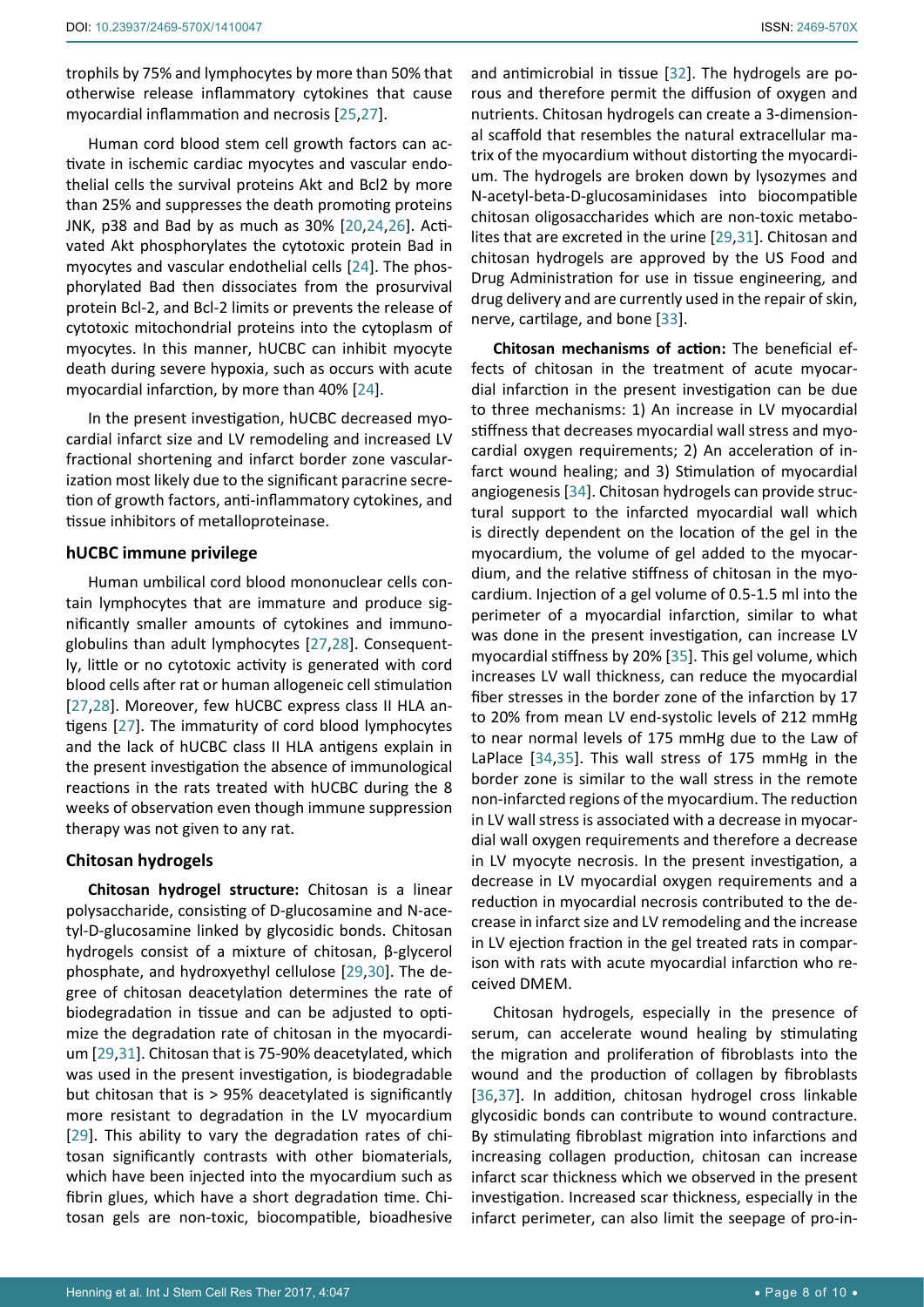trophils by 75% and lymphocytes by more than 50% that otherwise release inflammatory cytokines that cause myocardial inflammation and necrosis [25,27].

Human cord blood stem cell growth factors can activate in ischemic cardiac myocytes and vascular endothelial cells the survival proteins Akt and Bcl2 by more than 25% and suppresses the death promoting proteins JNK, p38 and Bad by as much as 30% [20,24,26]. Activated Akt phosphorylates the cytotoxic protein Bad in myocytes and vascular endothelial cells [24]. The phosphorylated Bad then dissociates from the prosurvival protein Bcl-2, and Bcl-2 limits or prevents the release of cytotoxic mitochondrial proteins into the cytoplasm of myocytes. In this manner, hUCBC can inhibit myocyte death during severe hypoxia, such as occurs with acute myocardial infarction, by more than 40% [24].

In the present investigation, hUCBC decreased myocardial infarct size and LV remodeling and increased LV fractional shortening and infarct border zone vascularization most likely due to the significant paracrine secretion of growth factors, anti-inflammatory cytokines, and tissue inhibitors of metalloproteinase.

### hUCBC immune privilege

Human umbilical cord blood mononuclear cells contain lymphocytes that are immature and produce significantly smaller amounts of cytokines and immunoglobulins than adult lymphocytes [27,28]. Consequently, little or no cytotoxic activity is generated with cord blood cells after rat or human allogeneic cell stimulation [27,28]. Moreover, few hUCBC express class II HLA antigens [27]. The immaturity of cord blood lymphocytes and the lack of hUCBC class II HLA antigens explain in the present investigation the absence of immunological reactions in the rats treated with hUCBC during the 8 weeks of observation even though immune suppression therapy was not given to any rat.

### Chitosan hydrogels

**Chitosan hydrogel structure:** Chitosan is a linear polysaccharide, consisting of D-glucosamine and N-acetyl-D-glucosamine linked by glycosidic bonds. Chitosan hydrogels consist of a mixture of chitosan, β-glycerol phosphate, and hydroxyethyl cellulose [29,30]. The degree of chitosan deacetylation determines the rate of biodegradation in tissue and can be adjusted to optimize the degradation rate of chitosan in the myocardium [29,31]. Chitosan that is 75-90% deacetylated, which was used in the present investigation, is biodegradable but chitosan that is > 95% deacetylated is significantly more resistant to degradation in the LV myocardium [29]. This ability to vary the degradation rates of chitosan significantly contrasts with other biomaterials, which have been injected into the myocardium such as fibrin glues, which have a short degradation time. Chitosan gels are non-toxic, biocompatible, bioadhesive and antimicrobial in tissue [32]. The hydrogels are porous and therefore permit the diffusion of oxygen and nutrients. Chitosan hydrogels can create a 3-dimensional scaffold that resembles the natural extracellular matrix of the myocardium without distorting the myocardium. The hydrogels are broken down by lysozymes and N-acetyl-beta-D-glucosaminidases into biocompatible chitosan oligosaccharides which are non-toxic metabolites that are excreted in the urine [29,31]. Chitosan and chitosan hydrogels are approved by the US Food and Drug Administration for use in tissue engineering, and drug delivery and are currently used in the repair of skin, nerve, cartilage, and bone [33].

**Chitosan mechanisms of action:** The beneficial effects of chitosan in the treatment of acute myocardial infarction in the present investigation can be due to three mechanisms: 1) An increase in LV myocardial stiffness that decreases myocardial wall stress and myocardial oxygen requirements; 2) An acceleration of infarct wound healing; and 3) Stimulation of myocardial angiogenesis [34]. Chitosan hydrogels can provide structural support to the infarcted myocardial wall which is directly dependent on the location of the gel in the myocardium, the volume of gel added to the myocardium, and the relative stiffness of chitosan in the myocardium. Injection of a gel volume of 0.5-1.5 ml into the perimeter of a myocardial infarction, similar to what was done in the present investigation, can increase LV myocardial stiffness by 20% [35]. This gel volume, which increases LV wall thickness, can reduce the myocardial fiber stresses in the border zone of the infarction by 17 to 20% from mean LV end-systolic levels of 212 mmHg to near normal levels of 175 mmHg due to the Law of LaPlace [34,35]. This wall stress of 175 mmHg in the border zone is similar to the wall stress in the remote non-infarcted regions of the myocardium. The reduction in LV wall stress is associated with a decrease in myocardial wall oxygen requirements and therefore a decrease in LV myocyte necrosis. In the present investigation, a decrease in LV myocardial oxygen requirements and a reduction in myocardial necrosis contributed to the decrease in infarct size and LV remodeling and the increase in LV ejection fraction in the gel treated rats in comparison with rats with acute myocardial infarction who received DMEM.

Chitosan hydrogels, especially in the presence of serum, can accelerate wound healing by stimulating the migration and proliferation of fibroblasts into the wound and the production of collagen by fibroblasts [36,37]. In addition, chitosan hydrogel cross linkable glycosidic bonds can contribute to wound contracture. By stimulating fibroblast migration into infarctions and increasing collagen production, chitosan can increase infarct scar thickness which we observed in the present investigation. Increased scar thickness, especially in the infarct perimeter, can also limit the seepage of pro-in-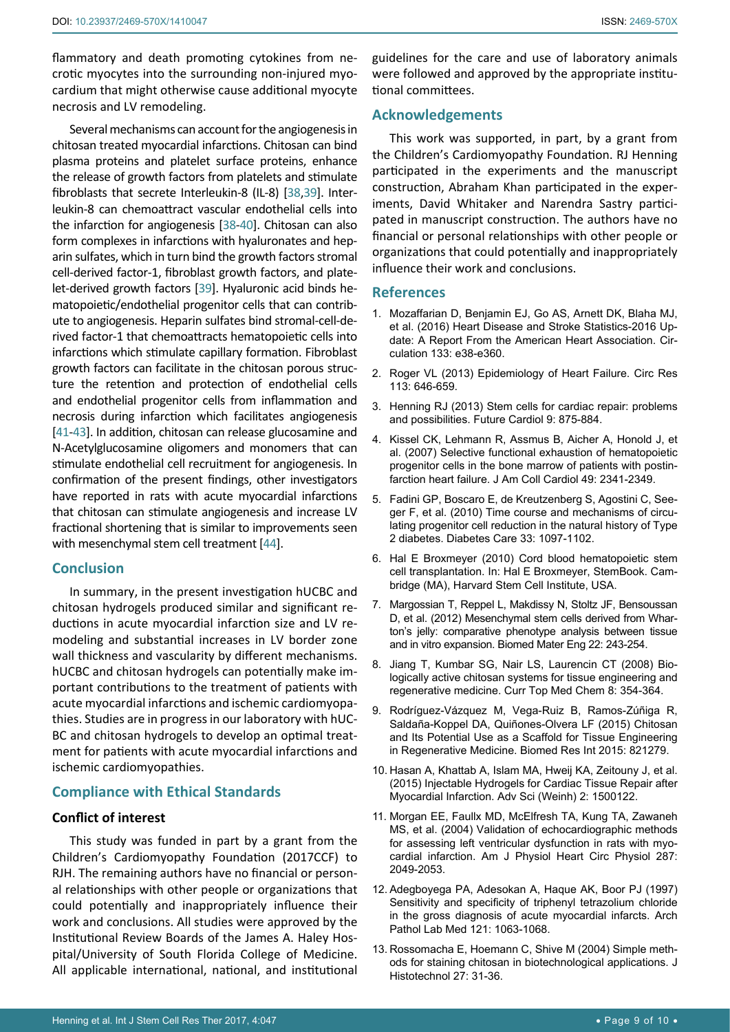flammatory and death promoting cytokines from necrotic myocytes into the surrounding non-injured myocardium that might otherwise cause additional myocyte necrosis and LV remodeling.

Several mechanisms can account for the angiogenesis in chitosan treated myocardial infarctions. Chitosan can bind plasma proteins and platelet surface proteins, enhance the release of growth factors from platelets and stimulate fibroblasts that secrete Interleukin-8 (IL-8) [38,39]. Interleukin-8 can chemoattract vascular endothelial cells into the infarction for angiogenesis [38-40]. Chitosan can also form complexes in infarctions with hyaluronates and heparin sulfates, which in turn bind the growth factors stromal cell-derived factor-1, fibroblast growth factors, and platelet-derived growth factors [39]. Hyaluronic acid binds hematopoietic/endothelial progenitor cells that can contribute to angiogenesis. Heparin sulfates bind stromal-cell-derived factor-1 that chemoattracts hematopoietic cells into infarctions which stimulate capillary formation. Fibroblast growth factors can facilitate in the chitosan porous structure the retention and protection of endothelial cells and endothelial progenitor cells from inflammation and necrosis during infarction which facilitates angiogenesis [41-43]. In addition, chitosan can release glucosamine and N-Acetylglucosamine oligomers and monomers that can stimulate endothelial cell recruitment for angiogenesis. In confirmation of the present findings, other investigators have reported in rats with acute myocardial infarctions that chitosan can stimulate angiogenesis and increase LV fractional shortening that is similar to improvements seen with mesenchymal stem cell treatment [44].

## Conclusion

In summary, in the present investigation hUCBC and chitosan hydrogels produced similar and significant reductions in acute myocardial infarction size and LV remodeling and substantial increases in LV border zone wall thickness and vascularity by different mechanisms. hUCBC and chitosan hydrogels can potentially make important contributions to the treatment of patients with acute myocardial infarctions and ischemic cardiomyopathies. Studies are in progress in our laboratory with hUCBC and chitosan hydrogels to develop an optimal treatment for patients with acute myocardial infarctions and ischemic cardiomyopathies.

## Compliance with Ethical Standards

### Conflict of interest

This study was funded in part by a grant from the Children's Cardiomyopathy Foundation (2017CCF) to RJH. The remaining authors have no financial or personal relationships with other people or organizations that could potentially and inappropriately influence their work and conclusions. All studies were approved by the Institutional Review Boards of the James A. Haley Hospital/University of South Florida College of Medicine. All applicable international, national, and institutional guidelines for the care and use of laboratory animals were followed and approved by the appropriate institutional committees.

## Acknowledgements

This work was supported, in part, by a grant from the Children's Cardiomyopathy Foundation. RJ Henning participated in the experiments and the manuscript construction, Abraham Khan participated in the experiments, David Whitaker and Narendra Sastry participated in manuscript construction. The authors have no financial or personal relationships with other people or organizations that could potentially and inappropriately influence their work and conclusions.

## References

1. Mozaffarian D, Benjamin EJ, Go AS, Arnett DK, Blaha MJ, et al. (2016) Heart Disease and Stroke Statistics-2016 Update: A Report From the American Heart Association. Circulation 133: e38-e360.
2. Roger VL (2013) Epidemiology of Heart Failure. Circ Res 113: 646-659.
3. Henning RJ (2013) Stem cells for cardiac repair: problems and possibilities. Future Cardiol 9: 875-884.
4. Kissel CK, Lehmann R, Assmus B, Aicher A, Honold J, et al. (2007) Selective functional exhaustion of hematopoietic progenitor cells in the bone marrow of patients with postinfarction heart failure. J Am Coll Cardiol 49: 2341-2349.
5. Fadini GP, Boscaro E, de Kreutzenberg S, Agostini C, Seeger F, et al. (2010) Time course and mechanisms of circulating progenitor cell reduction in the natural history of Type 2 diabetes. Diabetes Care 33: 1097-1102.
6. Hal E Broxmeyer (2010) Cord blood hematopoietic stem cell transplantation. In: Hal E Broxmeyer, StemBook. Cambridge (MA), Harvard Stem Cell Institute, USA.
7. Margossian T, Reppel L, Makdissy N, Stoltz JF, Bensoussan D, et al. (2012) Mesenchymal stem cells derived from Wharton's jelly: comparative phenotype analysis between tissue and in vitro expansion. Biomed Mater Eng 22: 243-254.
8. Jiang T, Kumbar SG, Nair LS, Laurencin CT (2008) Biologically active chitosan systems for tissue engineering and regenerative medicine. Curr Top Med Chem 8: 354-364.
9. Rodríguez-Vázquez M, Vega-Ruiz B, Ramos-Zúñiga R, Saldaña-Koppel DA, Quiñones-Olvera LF (2015) Chitosan and Its Potential Use as a Scaffold for Tissue Engineering in Regenerative Medicine. Biomed Res Int 2015: 821279.
10. Hasan A, Khattab A, Islam MA, Hweij KA, Zeitouny J, et al. (2015) Injectable Hydrogels for Cardiac Tissue Repair after Myocardial Infarction. Adv Sci (Weinh) 2: 1500122.
11. Morgan EE, Faullx MD, McElfresh TA, Kung TA, Zawaneh MS, et al. (2004) Validation of echocardiographic methods for assessing left ventricular dysfunction in rats with myocardial infarction. Am J Physiol Heart Circ Physiol 287: 2049-2053.
12. Adegboyega PA, Adesokan A, Haque AK, Boor PJ (1997) Sensitivity and specificity of triphenyl tetrazolium chloride in the gross diagnosis of acute myocardial infarcts. Arch Pathol Lab Med 121: 1063-1068.
13. Rossomacha E, Hoemann C, Shive M (2004) Simple methods for staining chitosan in biotechnological applications. J Histotechnol 27: 31-36.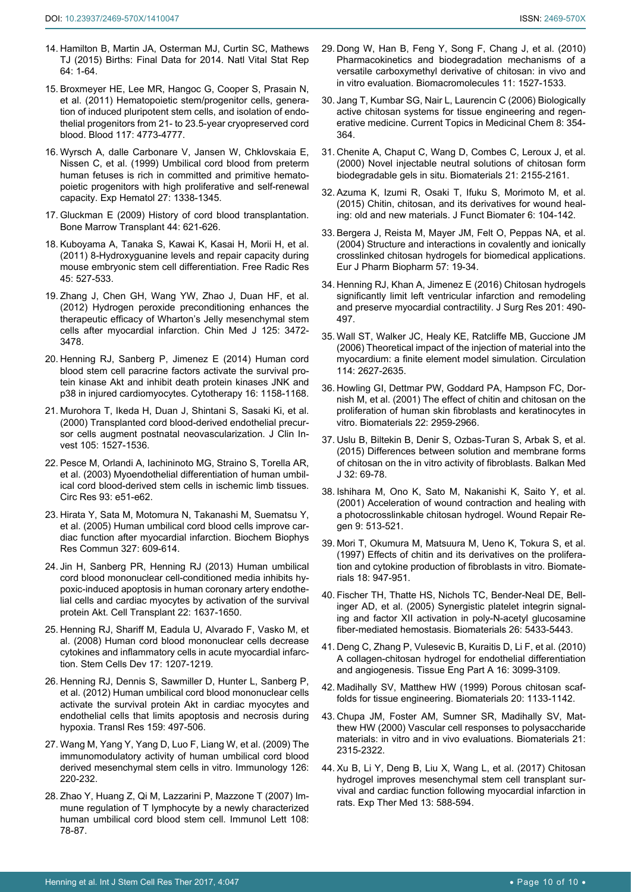14. Hamilton B, Martin JA, Osterman MJ, Curtin SC, Mathews TJ (2015) Births: Final Data for 2014. Natl Vital Stat Rep 64: 1-64.

15. Broxmeyer HE, Lee MR, Hangoc G, Cooper S, Prasain N, et al. (2011) Hematopoietic stem/progenitor cells, generation of induced pluripotent stem cells, and isolation of endothelial progenitors from 21- to 23.5-year cryopreserved cord blood. Blood 117: 4773-4777.

16. Wyrsch A, dalle Carbonare V, Jansen W, Chklovskaia E, Nissen C, et al. (1999) Umbilical cord blood from preterm human fetuses is rich in committed and primitive hematopoietic progenitors with high proliferative and self-renewal capacity. Exp Hematol 27: 1338-1345.

17. Gluckman E (2009) History of cord blood transplantation. Bone Marrow Transplant 44: 621-626.

18. Kuboyama A, Tanaka S, Kawai K, Kasai H, Morii H, et al. (2011) 8-Hydroxyguanine levels and repair capacity during mouse embryonic stem cell differentiation. Free Radic Res 45: 527-533.

19. Zhang J, Chen GH, Wang YW, Zhao J, Duan HF, et al. (2012) Hydrogen peroxide preconditioning enhances the therapeutic efficacy of Wharton's Jelly mesenchymal stem cells after myocardial infarction. Chin Med J 125: 3472-3478.

20. Henning RJ, Sanberg P, Jimenez E (2014) Human cord blood stem cell paracrine factors activate the survival protein kinase Akt and inhibit death protein kinases JNK and p38 in injured cardiomyocytes. Cytotherapy 16: 1158-1168.

21. Murohora T, Ikeda H, Duan J, Shintani S, Sasaki Ki, et al. (2000) Transplanted cord blood-derived endothelial precursor cells augment postnatal neovascularization. J Clin Invest 105: 1527-1536.

22. Pesce M, Orlandi A, Iachininoto MG, Straino S, Torella AR, et al. (2003) Myoendothelial differentiation of human umbilical cord blood-derived stem cells in ischemic limb tissues. Circ Res 93: e51-e62.

23. Hirata Y, Sata M, Motomura N, Takanashi M, Suematsu Y, et al. (2005) Human umbilical cord blood cells improve cardiac function after myocardial infarction. Biochem Biophys Res Commun 327: 609-614.

24. Jin H, Sanberg PR, Henning RJ (2013) Human umbilical cord blood mononuclear cell-conditioned media inhibits hypoxic-induced apoptosis in human coronary artery endothelial cells and cardiac myocytes by activation of the survival protein Akt. Cell Transplant 22: 1637-1650.

25. Henning RJ, Shariff M, Eadula U, Alvarado F, Vasko M, et al. (2008) Human cord blood mononuclear cells decrease cytokines and inflammatory cells in acute myocardial infarction. Stem Cells Dev 17: 1207-1219.

26. Henning RJ, Dennis S, Sawmiller D, Hunter L, Sanberg P, et al. (2012) Human umbilical cord blood mononuclear cells activate the survival protein Akt in cardiac myocytes and endothelial cells that limits apoptosis and necrosis during hypoxia. Transl Res 159: 497-506.

27. Wang M, Yang Y, Yang D, Luo F, Liang W, et al. (2009) The immunomodulatory activity of human umbilical cord blood derived mesenchymal stem cells in vitro. Immunology 126: 220-232.

28. Zhao Y, Huang Z, Qi M, Lazzarini P, Mazzone T (2007) Immune regulation of T lymphocyte by a newly characterized human umbilical cord blood stem cell. Immunol Lett 108: 78-87.

29. Dong W, Han B, Feng Y, Song F, Chang J, et al. (2010) Pharmacokinetics and biodegradation mechanisms of a versatile carboxymethyl derivative of chitosan: in vivo and in vitro evaluation. Biomacromolecules 11: 1527-1533.

30. Jang T, Kumbar SG, Nair L, Laurencin C (2006) Biologically active chitosan systems for tissue engineering and regenerative medicine. Current Topics in Medicinal Chem 8: 354-364.

31. Chenite A, Chaput C, Wang D, Combes C, Leroux J, et al. (2000) Novel injectable neutral solutions of chitosan form biodegradable gels in situ. Biomaterials 21: 2155-2161.

32. Azuma K, Izumi R, Osaki T, Ifuku S, Morimoto M, et al. (2015) Chitin, chitosan, and its derivatives for wound healing: old and new materials. J Funct Biomater 6: 104-142.

33. Bergera J, Reista M, Mayer JM, Felt O, Peppas NA, et al. (2004) Structure and interactions in covalently and ionically crosslinked chitosan hydrogels for biomedical applications. Eur J Pharm Biopharm 57: 19-34.

34. Henning RJ, Khan A, Jimenez E (2016) Chitosan hydrogels significantly limit left ventricular infarction and remodeling and preserve myocardial contractility. J Surg Res 201: 490-497.

35. Wall ST, Walker JC, Healy KE, Ratcliffe MB, Guccione JM (2006) Theoretical impact of the injection of material into the myocardium: a finite element model simulation. Circulation 114: 2627-2635.

36. Howling GI, Dettmar PW, Goddard PA, Hampson FC, Dornish M, et al. (2001) The effect of chitin and chitosan on the proliferation of human skin fibroblasts and keratinocytes in vitro. Biomaterials 22: 2959-2966.

37. Uslu B, Biltekin B, Denir S, Ozbas-Turan S, Arbak S, et al. (2015) Differences between solution and membrane forms of chitosan on the in vitro activity of fibroblasts. Balkan Med J 32: 69-78.

38. Ishihara M, Ono K, Sato M, Nakanishi K, Saito Y, et al. (2001) Acceleration of wound contraction and healing with a photocrosslinkable chitosan hydrogel. Wound Repair Regen 9: 513-521.

39. Mori T, Okumura M, Matsuura M, Ueno K, Tokura S, et al. (1997) Effects of chitin and its derivatives on the proliferation and cytokine production of fibroblasts in vitro. Biomaterials 18: 947-951.

40. Fischer TH, Thatte HS, Nichols TC, Bender-Neal DE, Bellinger AD, et al. (2005) Synergistic platelet integrin signaling and factor XII activation in poly-N-acetyl glucosamine fiber-mediated hemostasis. Biomaterials 26: 5433-5443.

41. Deng C, Zhang P, Vulesevic B, Kuraitis D, Li F, et al. (2010) A collagen-chitosan hydrogel for endothelial differentiation and angiogenesis. Tissue Eng Part A 16: 3099-3109.

42. Madihally SV, Matthew HW (1999) Porous chitosan scaffolds for tissue engineering. Biomaterials 20: 1133-1142.

43. Chupa JM, Foster AM, Sumner SR, Madihally SV, Matthew HW (2000) Vascular cell responses to polysaccharide materials: in vitro and in vivo evaluations. Biomaterials 21: 2315-2322.

44. Xu B, Li Y, Deng B, Liu X, Wang L, et al. (2017) Chitosan hydrogel improves mesenchymal stem cell transplant survival and cardiac function following myocardial infarction in rats. Exp Ther Med 13: 588-594.